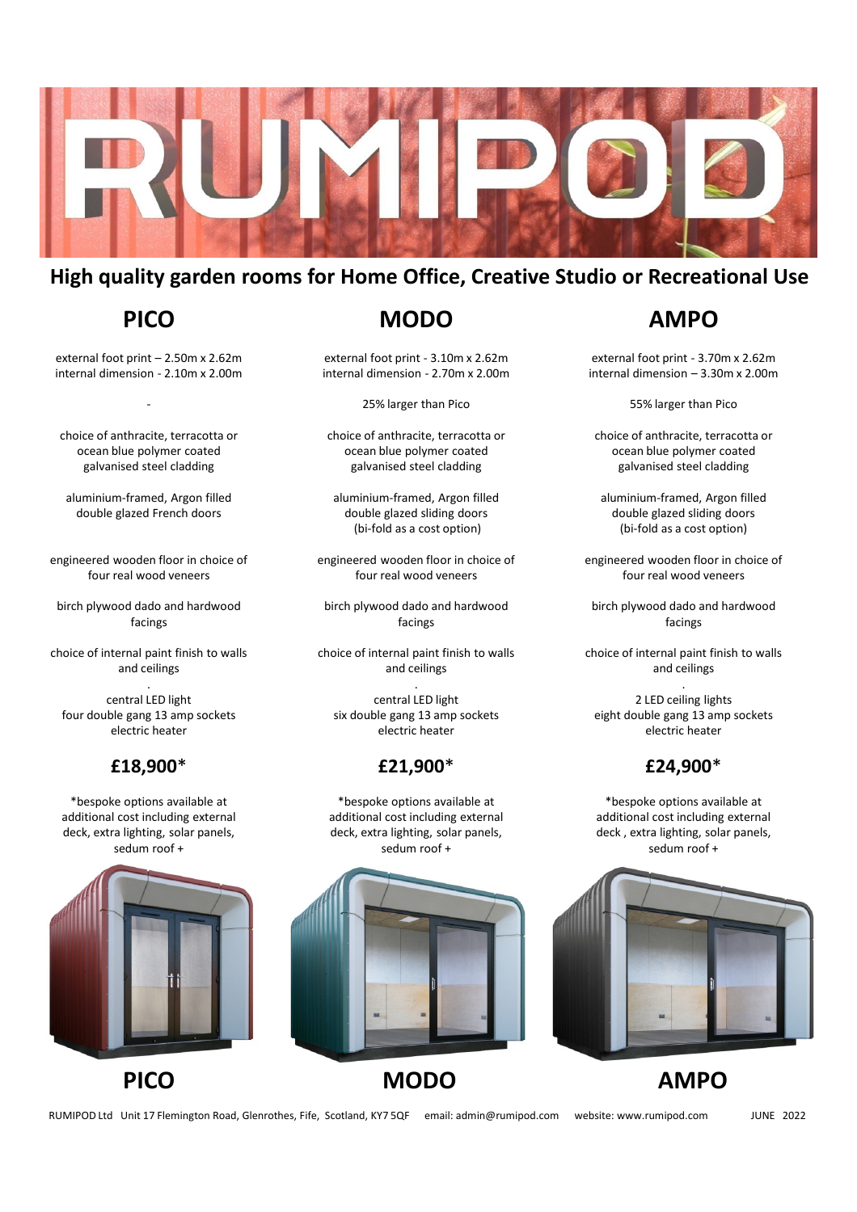# RUMIPOD

## High quality garden rooms for Home Office, Creative Studio or Recreational Use

## PICO

external foot print – 2.50m x 2.62m
internal dimension - 2.10m x 2.00m

-

choice of anthracite, terracotta or ocean blue polymer coated galvanised steel cladding

aluminium-framed, Argon filled double glazed French doors

engineered wooden floor in choice of four real wood veneers

birch plywood dado and hardwood facings

choice of internal paint finish to walls and ceilings

central LED light
four double gang 13 amp sockets
electric heater

### £18,900*

*bespoke options available at additional cost including external deck, extra lighting, solar panels, sedum roof +

## MODO

external foot print - 3.10m x 2.62m
internal dimension - 2.70m x 2.00m

25% larger than Pico

choice of anthracite, terracotta or ocean blue polymer coated galvanised steel cladding

aluminium-framed, Argon filled double glazed sliding doors (bi-fold as a cost option)

engineered wooden floor in choice of four real wood veneers

birch plywood dado and hardwood facings

choice of internal paint finish to walls and ceilings

central LED light
six double gang 13 amp sockets
electric heater

### £21,900*

*bespoke options available at additional cost including external deck, extra lighting, solar panels, sedum roof +

## AMPO

external foot print - 3.70m x 2.62m
internal dimension – 3.30m x 2.00m

55% larger than Pico

choice of anthracite, terracotta or ocean blue polymer coated galvanised steel cladding

aluminium-framed, Argon filled double glazed sliding doors (bi-fold as a cost option)

engineered wooden floor in choice of four real wood veneers

birch plywood dado and hardwood facings

choice of internal paint finish to walls and ceilings

2 LED ceiling lights
eight double gang 13 amp sockets
electric heater

### £24,900*

*bespoke options available at additional cost including external deck , extra lighting, solar panels, sedum roof +

**PICO** **MODO** **AMPO**

RUMIPOD Ltd Unit 17 Flemington Road, Glenrothes, Fife, Scotland, KY7 5QF email: admin@rumipod.com website: www.rumipod.com JUNE 2022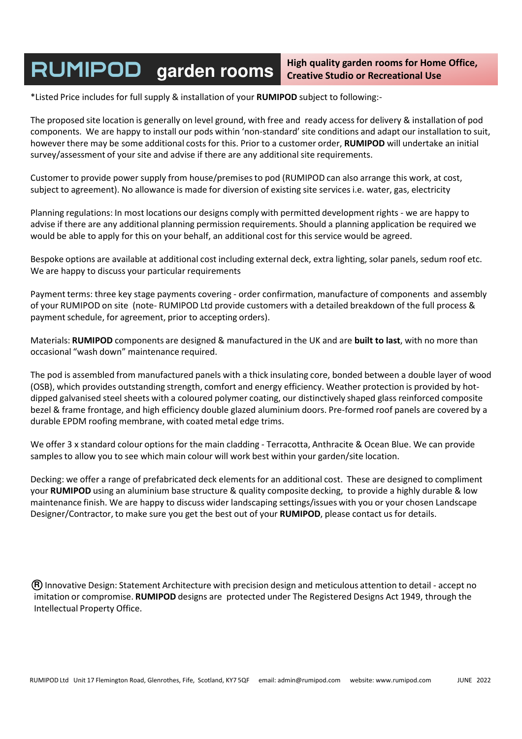# RUMIPOD garden rooms

**High quality garden rooms for Home Office, Creative Studio or Recreational Use**

*Listed Price includes for full supply & installation of your **RUMIPOD** subject to following:-

The proposed site location is generally on level ground, with free and ready access for delivery & installation of pod components. We are happy to install our pods within 'non-standard' site conditions and adapt our installation to suit, however there may be some additional costs for this. Prior to a customer order, **RUMIPOD** will undertake an initial survey/assessment of your site and advise if there are any additional site requirements.

Customer to provide power supply from house/premises to pod (RUMIPOD can also arrange this work, at cost, subject to agreement). No allowance is made for diversion of existing site services i.e. water, gas, electricity

Planning regulations: In most locations our designs comply with permitted development rights - we are happy to advise if there are any additional planning permission requirements. Should a planning application be required we would be able to apply for this on your behalf, an additional cost for this service would be agreed.

Bespoke options are available at additional cost including external deck, extra lighting, solar panels, sedum roof etc. We are happy to discuss your particular requirements

Payment terms: three key stage payments covering - order confirmation, manufacture of components and assembly of your RUMIPOD on site (note- RUMIPOD Ltd provide customers with a detailed breakdown of the full process & payment schedule, for agreement, prior to accepting orders).

Materials: **RUMIPOD** components are designed & manufactured in the UK and are **built to last**, with no more than occasional "wash down" maintenance required.

The pod is assembled from manufactured panels with a thick insulating core, bonded between a double layer of wood (OSB), which provides outstanding strength, comfort and energy efficiency. Weather protection is provided by hot-dipped galvanised steel sheets with a coloured polymer coating, our distinctively shaped glass reinforced composite bezel & frame frontage, and high efficiency double glazed aluminium doors. Pre-formed roof panels are covered by a durable EPDM roofing membrane, with coated metal edge trims.

We offer 3 x standard colour options for the main cladding - Terracotta, Anthracite & Ocean Blue. We can provide samples to allow you to see which main colour will work best within your garden/site location.

Decking: we offer a range of prefabricated deck elements for an additional cost. These are designed to compliment your **RUMIPOD** using an aluminium base structure & quality composite decking, to provide a highly durable & low maintenance finish. We are happy to discuss wider landscaping settings/issues with you or your chosen Landscape Designer/Contractor, to make sure you get the best out of your **RUMIPOD**, please contact us for details.

® Innovative Design: Statement Architecture with precision design and meticulous attention to detail - accept no imitation or compromise. **RUMIPOD** designs are protected under The Registered Designs Act 1949, through the Intellectual Property Office.

RUMIPOD Ltd Unit 17 Flemington Road, Glenrothes, Fife, Scotland, KY7 5QF email: admin@rumipod.com website: www.rumipod.com JUNE 2022